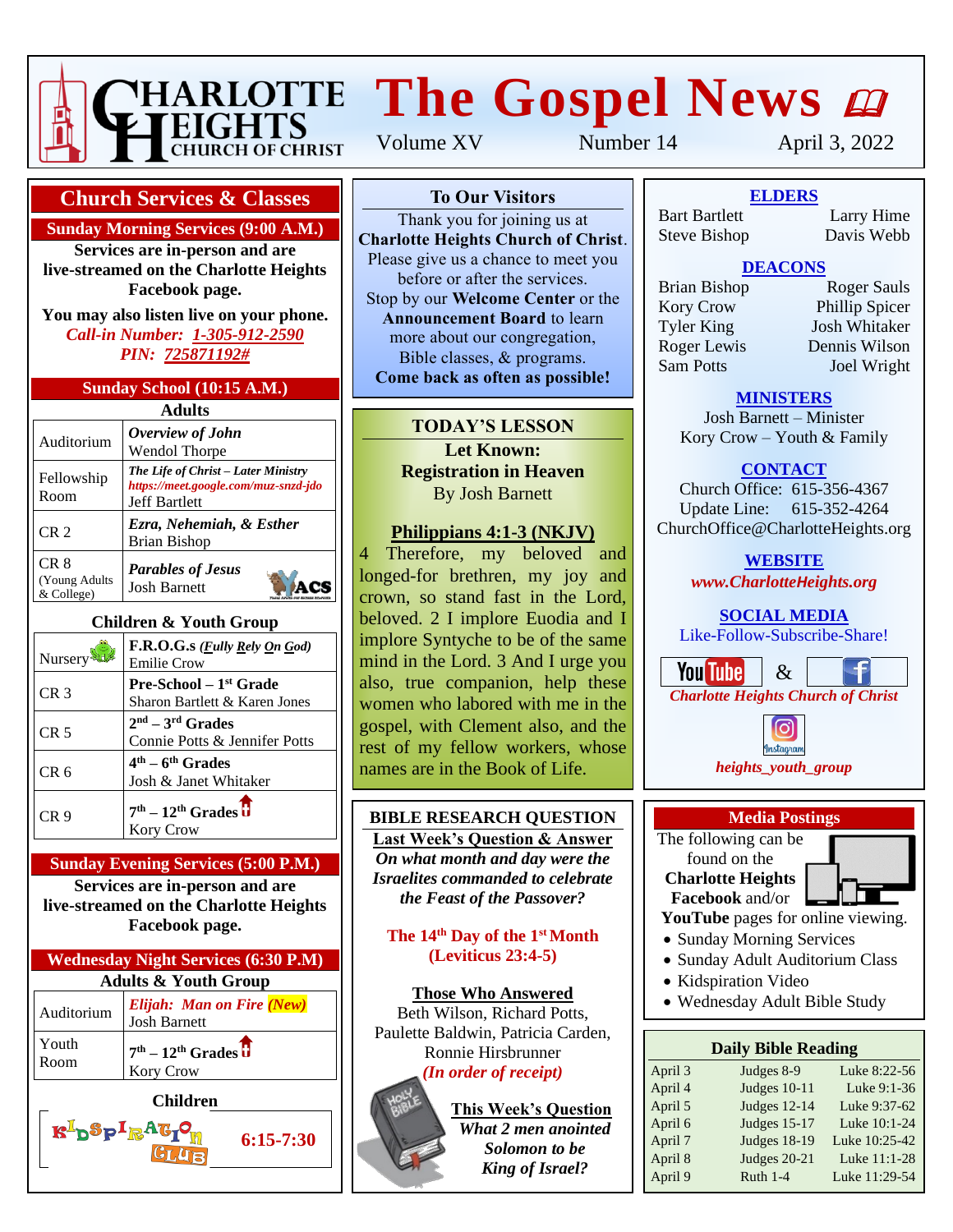# CHARLOTTE HEIGHTS CHURCH OF CHRIST

# The Gospel News

Volume XV　　Number 14　　April 3, 2022

## Church Services & Classes

### Sunday Morning Services (9:00 A.M.)

**Services are in-person and are live-streamed on the Charlotte Heights Facebook page.**

**You may also listen live on your phone.**

***Call-in Number: 1-305-912-2590***

***PIN: 725871192#***

### Sunday School (10:15 A.M.)

**Adults**

| Room | Class |
|---|---|
| Auditorium | ***Overview of John*** Wendol Thorpe |
| Fellowship Room | ***The Life of Christ – Later Ministry*** *https://meet.google.com/muz-snzd-jdo* Jeff Bartlett |
| CR 2 | ***Ezra, Nehemiah, & Esther*** Brian Bishop |
| CR 8 (Young Adults & College) | ***Parables of Jesus*** Josh Barnett |

**Children & Youth Group**

| Room | Class |
|---|---|
| Nursery | **F.R.O.G.s** (***F**ully **R**ely **O**n **G**od*) Emilie Crow |
| CR 3 | **Pre-School – 1st Grade** Sharon Bartlett & Karen Jones |
| CR 5 | **2nd – 3rd Grades** Connie Potts & Jennifer Potts |
| CR 6 | **4th – 6th Grades** Josh & Janet Whitaker |
| CR 9 | **7th – 12th Grades** Kory Crow |

### Sunday Evening Services (5:00 P.M.)

**Services are in-person and are live-streamed on the Charlotte Heights Facebook page.**

### Wednesday Night Services (6:30 P.M)

**Adults & Youth Group**

| Room | Class |
|---|---|
| Auditorium | ***Elijah: Man on Fire (New)*** Josh Barnett |
| Youth Room | **7th – 12th Grades** Kory Crow |

**Children**

KIDSPIRATION CLUB **6:15-7:30**

## To Our Visitors

Thank you for joining us at **Charlotte Heights Church of Christ**. Please give us a chance to meet you before or after the services. Stop by our **Welcome Center** or the **Announcement Board** to learn more about our congregation, Bible classes, & programs. **Come back as often as possible!**

## TODAY'S LESSON

**Let Known:**
**Registration in Heaven**
By Josh Barnett

**Philippians 4:1-3 (NKJV)**

4 Therefore, my beloved and longed-for brethren, my joy and crown, so stand fast in the Lord, beloved. 2 I implore Euodia and I implore Syntyche to be of the same mind in the Lord. 3 And I urge you also, true companion, help these women who labored with me in the gospel, with Clement also, and the rest of my fellow workers, whose names are in the Book of Life.

## BIBLE RESEARCH QUESTION

**Last Week's Question & Answer**

***On what month and day were the Israelites commanded to celebrate the Feast of the Passover?***

**The 14th Day of the 1st Month (Leviticus 23:4-5)**

**Those Who Answered**

Beth Wilson, Richard Potts, Paulette Baldwin, Patricia Carden, Ronnie Hirsbrunner

***(In order of receipt)***

**This Week's Question**

***What 2 men anointed Solomon to be King of Israel?***

## ELDERS

Bart Bartlett　Larry Hime
Steve Bishop　Davis Webb

## DEACONS

Brian Bishop　Roger Sauls
Kory Crow　Phillip Spicer
Tyler King　Josh Whitaker
Roger Lewis　Dennis Wilson
Sam Potts　Joel Wright

## MINISTERS

Josh Barnett – Minister
Kory Crow – Youth & Family

## CONTACT

Church Office: 615-356-4367
Update Line: 615-352-4264
ChurchOffice@CharlotteHeights.org

## WEBSITE

***www.CharlotteHeights.org***

## SOCIAL MEDIA

Like-Follow-Subscribe-Share!

YouTube & Facebook

***Charlotte Heights Church of Christ***

Instagram

***heights_youth_group***

## Media Postings

The following can be found on the **Charlotte Heights Facebook** and/or **YouTube** pages for online viewing.

- Sunday Morning Services
- Sunday Adult Auditorium Class
- Kidspiration Video
- Wednesday Adult Bible Study

## Daily Bible Reading

| Date | Old Testament | New Testament |
|---|---|---|
| April 3 | Judges 8-9 | Luke 8:22-56 |
| April 4 | Judges 10-11 | Luke 9:1-36 |
| April 5 | Judges 12-14 | Luke 9:37-62 |
| April 6 | Judges 15-17 | Luke 10:1-24 |
| April 7 | Judges 18-19 | Luke 10:25-42 |
| April 8 | Judges 20-21 | Luke 11:1-28 |
| April 9 | Ruth 1-4 | Luke 11:29-54 |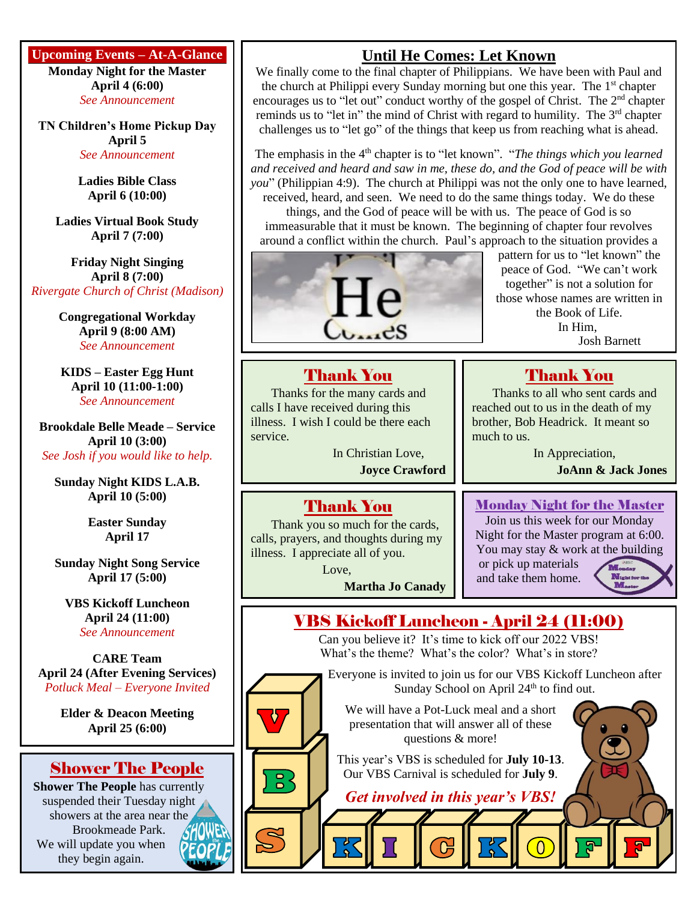## Upcoming Events – At-A-Glance

**Monday Night for the Master**
**April 4 (6:00)**
*See Announcement*

**TN Children's Home Pickup Day**
**April 5**
*See Announcement*

**Ladies Bible Class**
**April 6 (10:00)**

**Ladies Virtual Book Study**
**April 7 (7:00)**

**Friday Night Singing**
**April 8 (7:00)**
*Rivergate Church of Christ (Madison)*

**Congregational Workday**
**April 9 (8:00 AM)**
*See Announcement*

**KIDS – Easter Egg Hunt**
**April 10 (11:00-1:00)**
*See Announcement*

**Brookdale Belle Meade – Service**
**April 10 (3:00)**
*See Josh if you would like to help.*

**Sunday Night KIDS L.A.B.**
**April 10 (5:00)**

**Easter Sunday**
**April 17**

**Sunday Night Song Service**
**April 17 (5:00)**

**VBS Kickoff Luncheon**
**April 24 (11:00)**
*See Announcement*

**CARE Team**
**April 24 (After Evening Services)**
*Potluck Meal – Everyone Invited*

**Elder & Deacon Meeting**
**April 25 (6:00)**

## Shower The People

**Shower The People** has currently suspended their Tuesday night showers at the area near the Brookmeade Park. We will update you when they begin again.

## Until He Comes: Let Known

We finally come to the final chapter of Philippians. We have been with Paul and the church at Philippi every Sunday morning but one this year. The 1st chapter encourages us to "let out" conduct worthy of the gospel of Christ. The 2nd chapter reminds us to "let in" the mind of Christ with regard to humility. The 3rd chapter challenges us to "let go" of the things that keep us from reaching what is ahead.

The emphasis in the 4th chapter is to "let known". "*The things which you learned and received and heard and saw in me, these do, and the God of peace will be with you*" (Philippian 4:9). The church at Philippi was not the only one to have learned, received, heard, and seen. We need to do the same things today. We do these things, and the God of peace will be with us. The peace of God is so immeasurable that it must be known. The beginning of chapter four revolves around a conflict within the church. Paul's approach to the situation provides a pattern for us to "let known" the peace of God. "We can't work together" is not a solution for those whose names are written in the Book of Life.

In Him,
Josh Barnett

## Thank You

Thanks for the many cards and calls I have received during this illness. I wish I could be there each service.

In Christian Love,
**Joyce Crawford**

## Thank You

Thanks to all who sent cards and reached out to us in the death of my brother, Bob Headrick. It meant so much to us.

In Appreciation,
**JoAnn & Jack Jones**

## Thank You

Thank you so much for the cards, calls, prayers, and thoughts during my illness. I appreciate all of you.

Love,
**Martha Jo Canady**

## Monday Night for the Master

Join us this week for our Monday Night for the Master program at 6:00. You may stay & work at the building or pick up materials and take them home.

## VBS Kickoff Luncheon - April 24 (11:00)

Can you believe it? It's time to kick off our 2022 VBS! What's the theme? What's the color? What's in store?

Everyone is invited to join us for our VBS Kickoff Luncheon after Sunday School on April 24th to find out.

We will have a Pot-Luck meal and a short presentation that will answer all of these questions & more!

This year's VBS is scheduled for **July 10-13**. Our VBS Carnival is scheduled for **July 9**.

***Get involved in this year's VBS!***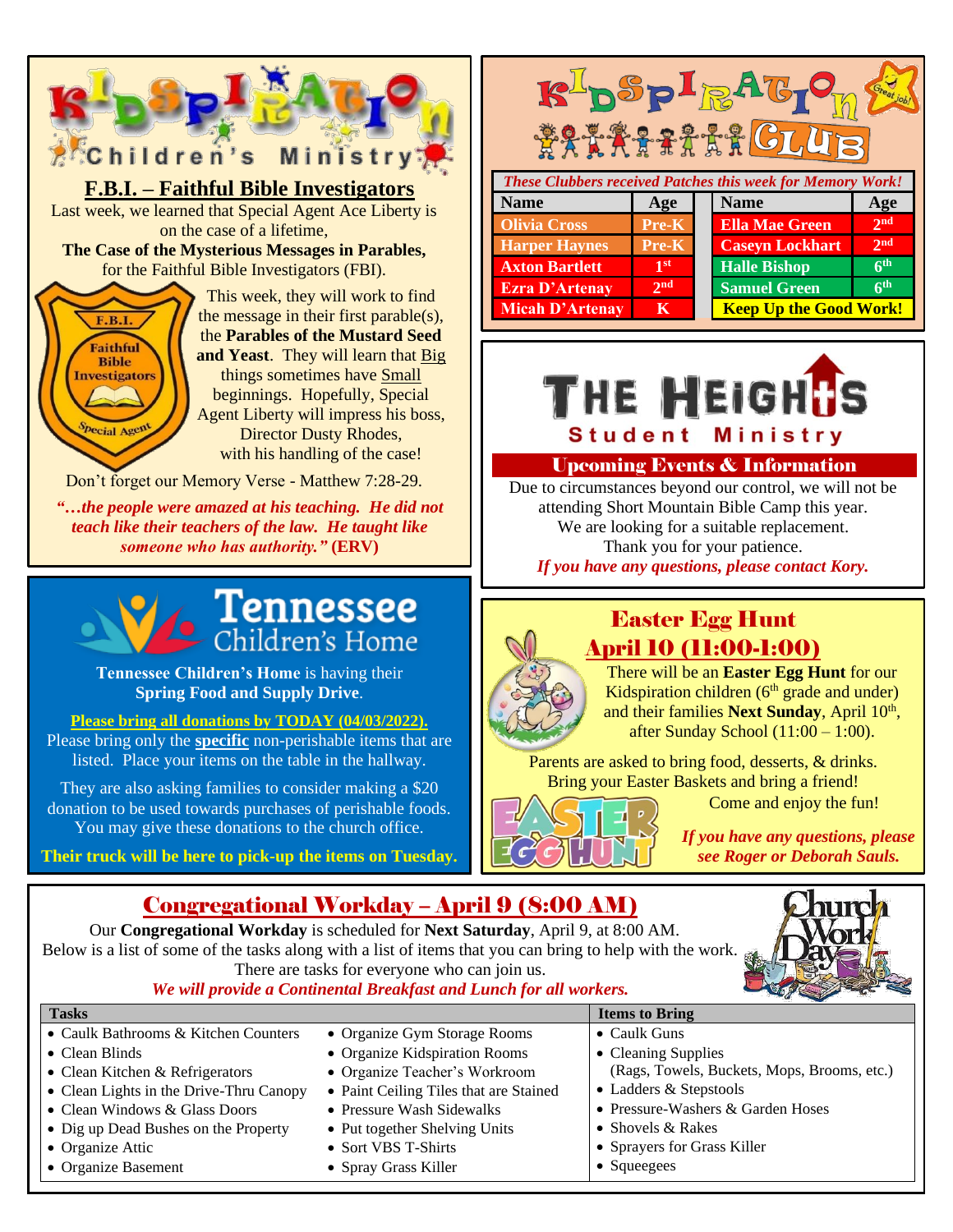## Kidspiration Children's Ministry

### F.B.I. – Faithful Bible Investigators

Last week, we learned that Special Agent Ace Liberty is on the case of a lifetime,
**The Case of the Mysterious Messages in Parables,**
for the Faithful Bible Investigators (FBI).

This week, they will work to find the message in their first parable(s), the **Parables of the Mustard Seed and Yeast**. They will learn that Big things sometimes have Small beginnings. Hopefully, Special Agent Liberty will impress his boss, Director Dusty Rhodes, with his handling of the case!

Don't forget our Memory Verse - Matthew 7:28-29.

***"…the people were amazed at his teaching. He did not teach like their teachers of the law. He taught like someone who has authority."*** **(ERV)**

## Kidspiration Club

***These Clubbers received Patches this week for Memory Work!***

| Name | Age | Name | Age |
|---|---|---|---|
| Olivia Cross | Pre-K | Ella Mae Green | 2nd |
| Harper Haynes | Pre-K | Caseyn Lockhart | 2nd |
| Axton Bartlett | 1st | Halle Bishop | 6th |
| Ezra D'Artenay | 2nd | Samuel Green | 6th |
| Micah D'Artenay | K | **Keep Up the Good Work!** | |

## Tennessee Children's Home

**Tennessee Children's Home** is having their **Spring Food and Supply Drive**.

**Please bring all donations by TODAY (04/03/2022).**
Please bring only the **specific** non-perishable items that are listed. Place your items on the table in the hallway.

They are also asking families to consider making a $20 donation to be used towards purchases of perishable foods. You may give these donations to the church office.

**Their truck will be here to pick-up the items on Tuesday.**

## The Heights Student Ministry

### Upcoming Events & Information

Due to circumstances beyond our control, we will not be attending Short Mountain Bible Camp this year.
We are looking for a suitable replacement.
Thank you for your patience.
***If you have any questions, please contact Kory.***

## Easter Egg Hunt
## April 10 (11:00-1:00)

There will be an **Easter Egg Hunt** for our Kidspiration children (6th grade and under) and their families **Next Sunday**, April 10th, after Sunday School (11:00 – 1:00).

Parents are asked to bring food, desserts, & drinks.
Bring your Easter Baskets and bring a friend!
Come and enjoy the fun!

***If you have any questions, please see Roger or Deborah Sauls.***

## Congregational Workday – April 9 (8:00 AM)

Our **Congregational Workday** is scheduled for **Next Saturday**, April 9, at 8:00 AM.
Below is a list of some of the tasks along with a list of items that you can bring to help with the work.
There are tasks for everyone who can join us.
***We will provide a Continental Breakfast and Lunch for all workers.***

| Tasks | | Items to Bring |
|---|---|---|
| • Caulk Bathrooms & Kitchen Counters | • Organize Gym Storage Rooms | • Caulk Guns |
| • Clean Blinds | • Organize Kidspiration Rooms | • Cleaning Supplies (Rags, Towels, Buckets, Mops, Brooms, etc.) |
| • Clean Kitchen & Refrigerators | • Organize Teacher's Workroom | • Ladders & Stepstools |
| • Clean Lights in the Drive-Thru Canopy | • Paint Ceiling Tiles that are Stained | • Pressure-Washers & Garden Hoses |
| • Clean Windows & Glass Doors | • Pressure Wash Sidewalks | • Shovels & Rakes |
| • Dig up Dead Bushes on the Property | • Put together Shelving Units | • Sprayers for Grass Killer |
| • Organize Attic | • Sort VBS T-Shirts | • Squeegees |
| • Organize Basement | • Spray Grass Killer | |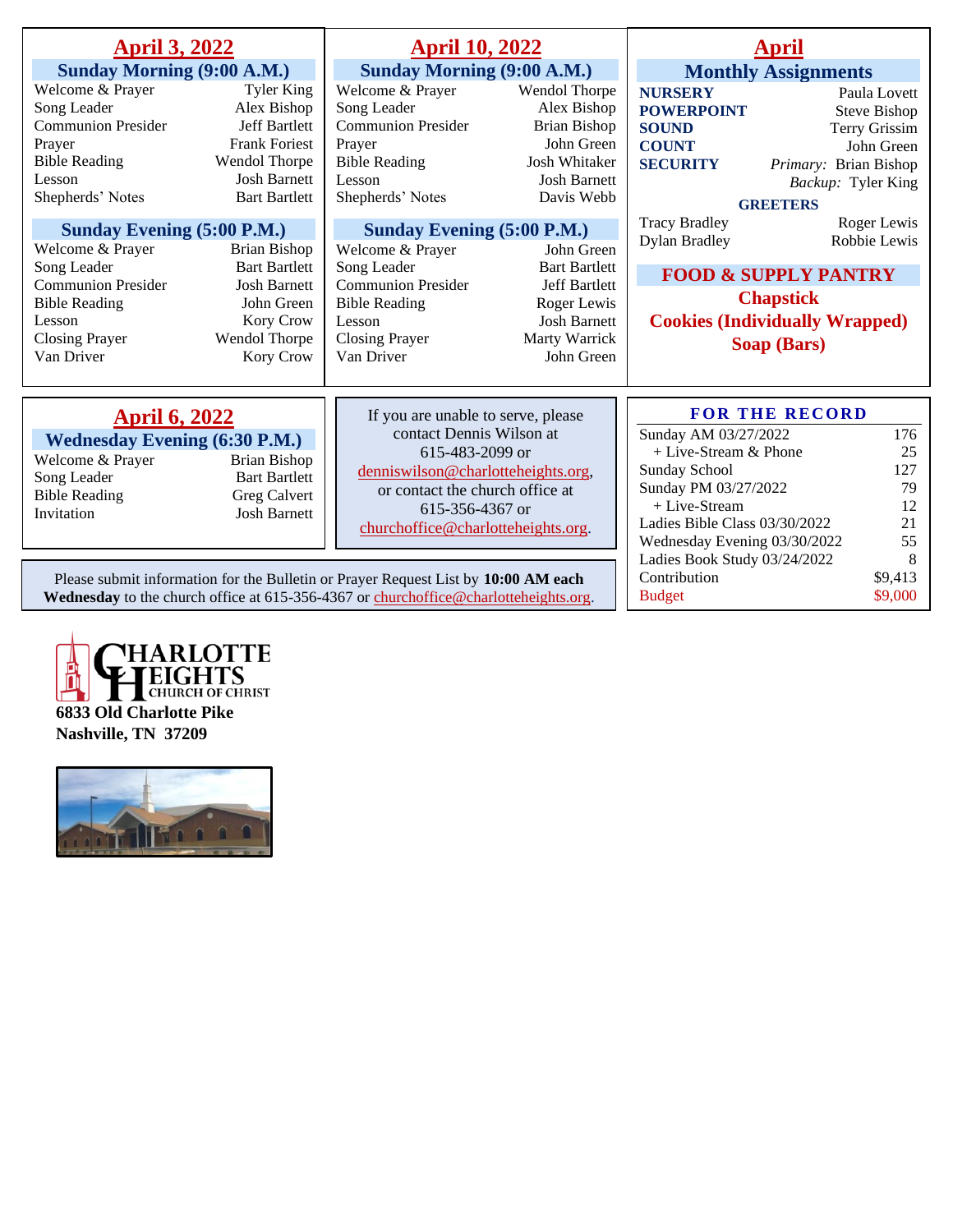## April 3, 2022

### Sunday Morning (9:00 A.M.)

| | |
|---|---|
| Welcome & Prayer | Tyler King |
| Song Leader | Alex Bishop |
| Communion Presider | Jeff Bartlett |
| Prayer | Frank Foriest |
| Bible Reading | Wendol Thorpe |
| Lesson | Josh Barnett |
| Shepherds' Notes | Bart Bartlett |

### Sunday Evening (5:00 P.M.)

| | |
|---|---|
| Welcome & Prayer | Brian Bishop |
| Song Leader | Bart Bartlett |
| Communion Presider | Josh Barnett |
| Bible Reading | John Green |
| Lesson | Kory Crow |
| Closing Prayer | Wendol Thorpe |
| Van Driver | Kory Crow |

## April 10, 2022

### Sunday Morning (9:00 A.M.)

| | |
|---|---|
| Welcome & Prayer | Wendol Thorpe |
| Song Leader | Alex Bishop |
| Communion Presider | Brian Bishop |
| Prayer | John Green |
| Bible Reading | Josh Whitaker |
| Lesson | Josh Barnett |
| Shepherds' Notes | Davis Webb |

### Sunday Evening (5:00 P.M.)

| | |
|---|---|
| Welcome & Prayer | John Green |
| Song Leader | Bart Bartlett |
| Communion Presider | Jeff Bartlett |
| Bible Reading | Roger Lewis |
| Lesson | Josh Barnett |
| Closing Prayer | Marty Warrick |
| Van Driver | John Green |

## April

### Monthly Assignments

| | |
|---|---|
| **NURSERY** | Paula Lovett |
| **POWERPOINT** | Steve Bishop |
| **SOUND** | Terry Grissim |
| **COUNT** | John Green |
| **SECURITY** | *Primary:* Brian Bishop<br>*Backup:* Tyler King |

**GREETERS**

| | |
|---|---|
| Tracy Bradley | Roger Lewis |
| Dylan Bradley | Robbie Lewis |

### FOOD & SUPPLY PANTRY

**Chapstick**
**Cookies (Individually Wrapped)**
**Soap (Bars)**

## April 6, 2022

### Wednesday Evening (6:30 P.M.)

| | |
|---|---|
| Welcome & Prayer | Brian Bishop |
| Song Leader | Bart Bartlett |
| Bible Reading | Greg Calvert |
| Invitation | Josh Barnett |

If you are unable to serve, please contact Dennis Wilson at 615-483-2099 or denniswilson@charlotteheights.org, or contact the church office at 615-356-4367 or churchoffice@charlotteheights.org.

Please submit information for the Bulletin or Prayer Request List by **10:00 AM each Wednesday** to the church office at 615-356-4367 or churchoffice@charlotteheights.org.

### FOR THE RECORD

| | |
|---|---|
| Sunday AM 03/27/2022 | 176 |
| + Live-Stream & Phone | 25 |
| Sunday School | 127 |
| Sunday PM 03/27/2022 | 79 |
| + Live-Stream | 12 |
| Ladies Bible Class 03/30/2022 | 21 |
| Wednesday Evening 03/30/2022 | 55 |
| Ladies Book Study 03/24/2022 | 8 |
| Contribution | $9,413 |
| Budget | $9,000 |

CHARLOTTE HEIGHTS CHURCH OF CHRIST
**6833 Old Charlotte Pike**
**Nashville, TN 37209**